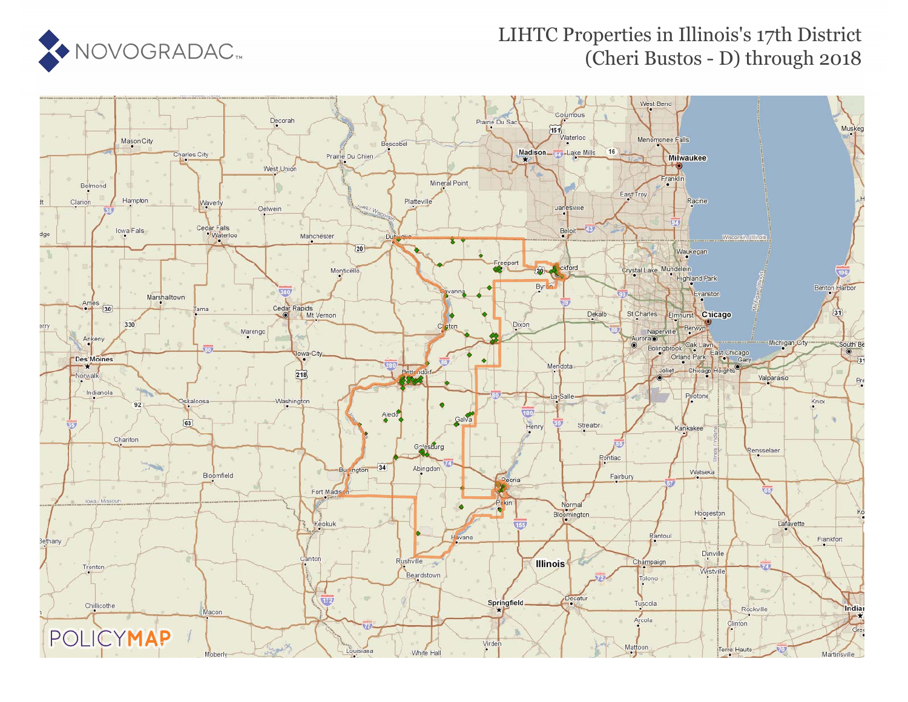NOVOGRADAC

# LIHTC Properties in Illinois's 17th District (Cheri Bustos - D) through 2018

POLICYMAP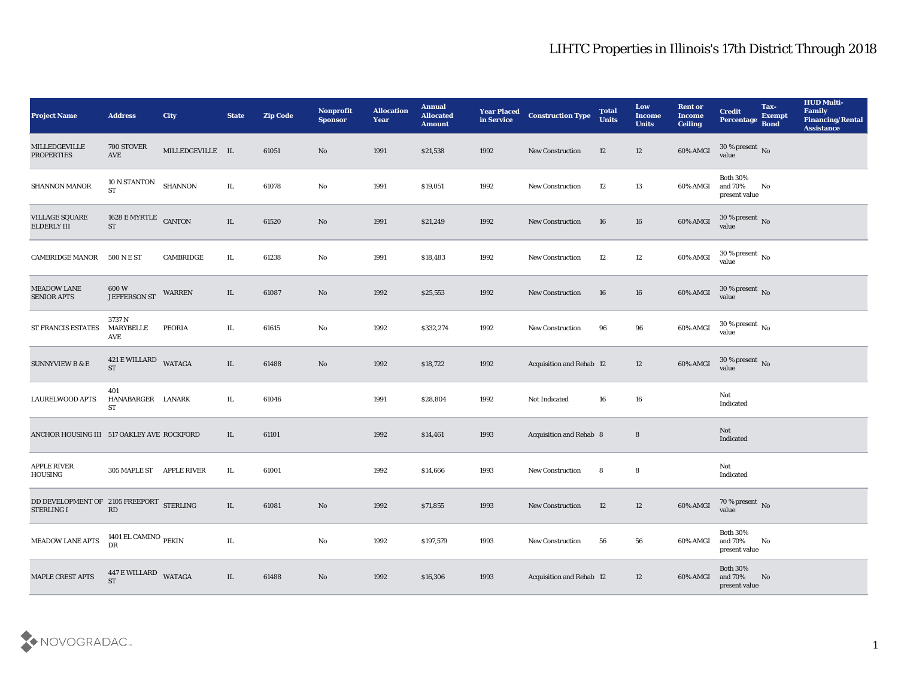# LIHTC Properties in Illinois's 17th District Through 2018

| Project Name | Address | City | State | Zip Code | Nonprofit Sponsor | Allocation Year | Annual Allocated Amount | Year Placed in Service | Construction Type | Total Units | Low Income Units | Rent or Income Ceiling | Credit Percentage | Tax-Exempt Bond | HUD Multi-Family Financing/Rental Assistance |
|---|---|---|---|---|---|---|---|---|---|---|---|---|---|---|---|
| MILLEDGEVILLE PROPERTIES | 700 STOVER AVE | MILLEDGEVILLE | IL | 61051 | No | 1991 | $21,538 | 1992 | New Construction | 12 | 12 | 60% AMGI | 30 % present value | No | |
| SHANNON MANOR | 10 N STANTON ST | SHANNON | IL | 61078 | No | 1991 | $19,051 | 1992 | New Construction | 12 | 13 | 60% AMGI | Both 30% and 70% present value | No | |
| VILLAGE SQUARE ELDERLY III | 1628 E MYRTLE ST | CANTON | IL | 61520 | No | 1991 | $21,249 | 1992 | New Construction | 16 | 16 | 60% AMGI | 30 % present value | No | |
| CAMBRIDGE MANOR | 500 N E ST | CAMBRIDGE | IL | 61238 | No | 1991 | $18,483 | 1992 | New Construction | 12 | 12 | 60% AMGI | 30 % present value | No | |
| MEADOW LANE SENIOR APTS | 600 W JEFFERSON ST | WARREN | IL | 61087 | No | 1992 | $25,553 | 1992 | New Construction | 16 | 16 | 60% AMGI | 30 % present value | No | |
| ST FRANCIS ESTATES | 3737 N MARYBELLE AVE | PEORIA | IL | 61615 | No | 1992 | $332,274 | 1992 | New Construction | 96 | 96 | 60% AMGI | 30 % present value | No | |
| SUNNYVIEW B & E | 421 E WILLARD ST | WATAGA | IL | 61488 | No | 1992 | $18,722 | 1992 | Acquisition and Rehab | 12 | 12 | 60% AMGI | 30 % present value | No | |
| LAURELWOOD APTS | 401 HANABARGER ST | LANARK | IL | 61046 | | 1991 | $28,804 | 1992 | Not Indicated | 16 | 16 | | Not Indicated | | |
| ANCHOR HOUSING III | 517 OAKLEY AVE | ROCKFORD | IL | 61101 | | 1992 | $14,461 | 1993 | Acquisition and Rehab | 8 | 8 | | Not Indicated | | |
| APPLE RIVER HOUSING | 305 MAPLE ST | APPLE RIVER | IL | 61001 | | 1992 | $14,666 | 1993 | New Construction | 8 | 8 | | Not Indicated | | |
| DD DEVELOPMENT OF STERLING I | 2105 FREEPORT RD | STERLING | IL | 61081 | No | 1992 | $71,855 | 1993 | New Construction | 12 | 12 | 60% AMGI | 70 % present value | No | |
| MEADOW LANE APTS | 1401 EL CAMINO DR | PEKIN | IL | | No | 1992 | $197,579 | 1993 | New Construction | 56 | 56 | 60% AMGI | Both 30% and 70% present value | No | |
| MAPLE CREST APTS | 447 E WILLARD ST | WATAGA | IL | 61488 | No | 1992 | $16,306 | 1993 | Acquisition and Rehab | 12 | 12 | 60% AMGI | Both 30% and 70% present value | No | |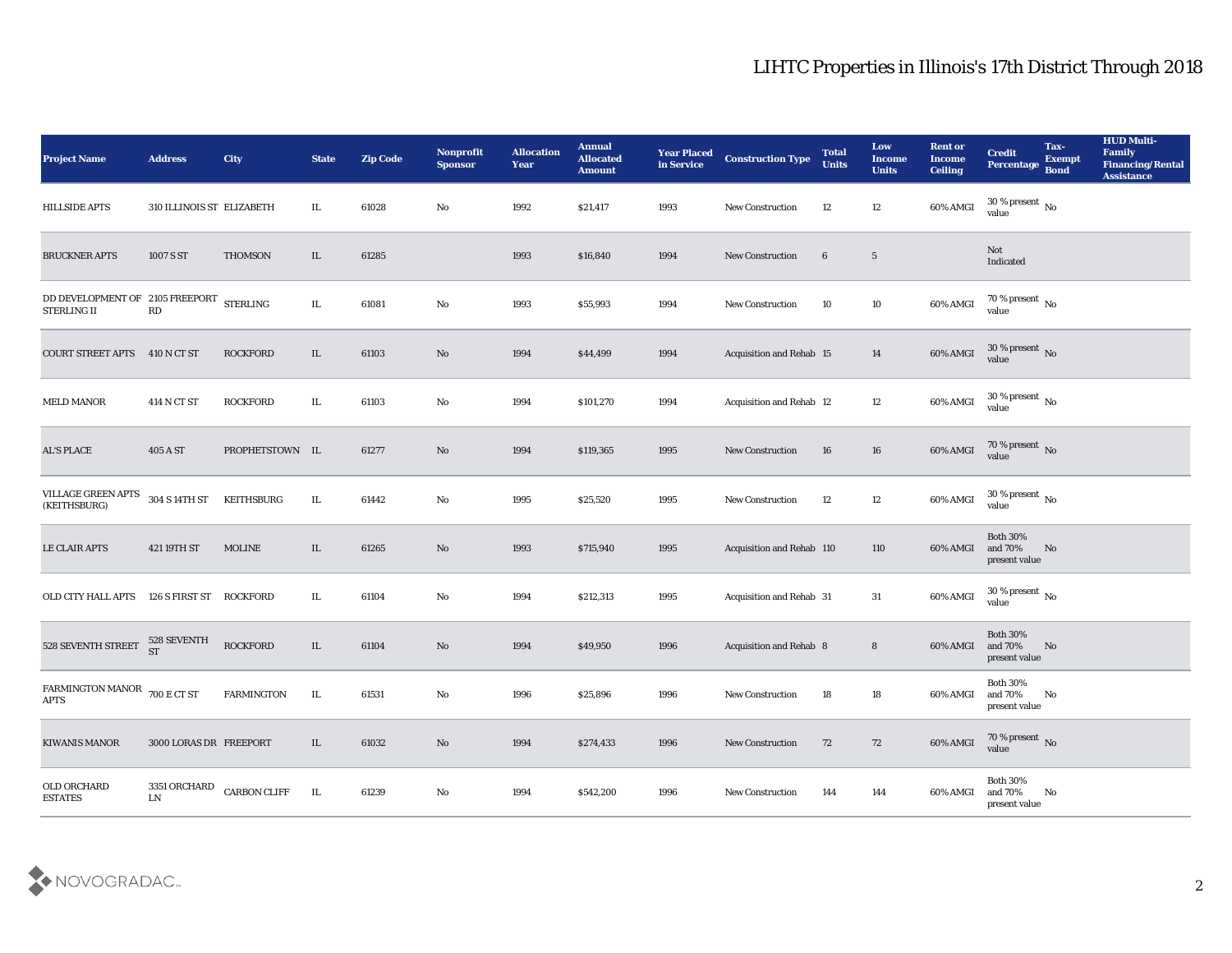| Project Name | Address | City | State | Zip Code | Nonprofit Sponsor | Allocation Year | Annual Allocated Amount | Year Placed in Service | Construction Type | Total Units | Low Income Units | Rent or Income Ceiling | Credit Percentage | Tax-Exempt Bond | HUD Multi-Family Financing/Rental Assistance |
|---|---|---|---|---|---|---|---|---|---|---|---|---|---|---|---|
| HILLSIDE APTS | 310 ILLINOIS ST | ELIZABETH | IL | 61028 | No | 1992 | $21,417 | 1993 | New Construction | 12 | 12 | 60% AMGI | 30 % present value | No | |
| BRUCKNER APTS | 1007 S ST | THOMSON | IL | 61285 | | 1993 | $16,840 | 1994 | New Construction | 6 | 5 | | Not Indicated | | |
| DD DEVELOPMENT OF STERLING II | 2105 FREEPORT RD | STERLING | IL | 61081 | No | 1993 | $55,993 | 1994 | New Construction | 10 | 10 | 60% AMGI | 70 % present value | No | |
| COURT STREET APTS | 410 N CT ST | ROCKFORD | IL | 61103 | No | 1994 | $44,499 | 1994 | Acquisition and Rehab | 15 | 14 | 60% AMGI | 30 % present value | No | |
| MELD MANOR | 414 N CT ST | ROCKFORD | IL | 61103 | No | 1994 | $101,270 | 1994 | Acquisition and Rehab | 12 | 12 | 60% AMGI | 30 % present value | No | |
| AL'S PLACE | 405 A ST | PROPHETSTOWN | IL | 61277 | No | 1994 | $119,365 | 1995 | New Construction | 16 | 16 | 60% AMGI | 70 % present value | No | |
| VILLAGE GREEN APTS (KEITHSBURG) | 304 S 14TH ST | KEITHSBURG | IL | 61442 | No | 1995 | $25,520 | 1995 | New Construction | 12 | 12 | 60% AMGI | 30 % present value | No | |
| LE CLAIR APTS | 421 19TH ST | MOLINE | IL | 61265 | No | 1993 | $715,940 | 1995 | Acquisition and Rehab | 110 | 110 | 60% AMGI | Both 30% and 70% present value | No | |
| OLD CITY HALL APTS | 126 S FIRST ST | ROCKFORD | IL | 61104 | No | 1994 | $212,313 | 1995 | Acquisition and Rehab | 31 | 31 | 60% AMGI | 30 % present value | No | |
| 528 SEVENTH STREET | 528 SEVENTH ST | ROCKFORD | IL | 61104 | No | 1994 | $49,950 | 1996 | Acquisition and Rehab | 8 | 8 | 60% AMGI | Both 30% and 70% present value | No | |
| FARMINGTON MANOR APTS | 700 E CT ST | FARMINGTON | IL | 61531 | No | 1996 | $25,896 | 1996 | New Construction | 18 | 18 | 60% AMGI | Both 30% and 70% present value | No | |
| KIWANIS MANOR | 3000 LORAS DR | FREEPORT | IL | 61032 | No | 1994 | $274,433 | 1996 | New Construction | 72 | 72 | 60% AMGI | 70 % present value | No | |
| OLD ORCHARD ESTATES | 3351 ORCHARD LN | CARBON CLIFF | IL | 61239 | No | 1994 | $542,200 | 1996 | New Construction | 144 | 144 | 60% AMGI | Both 30% and 70% present value | No | |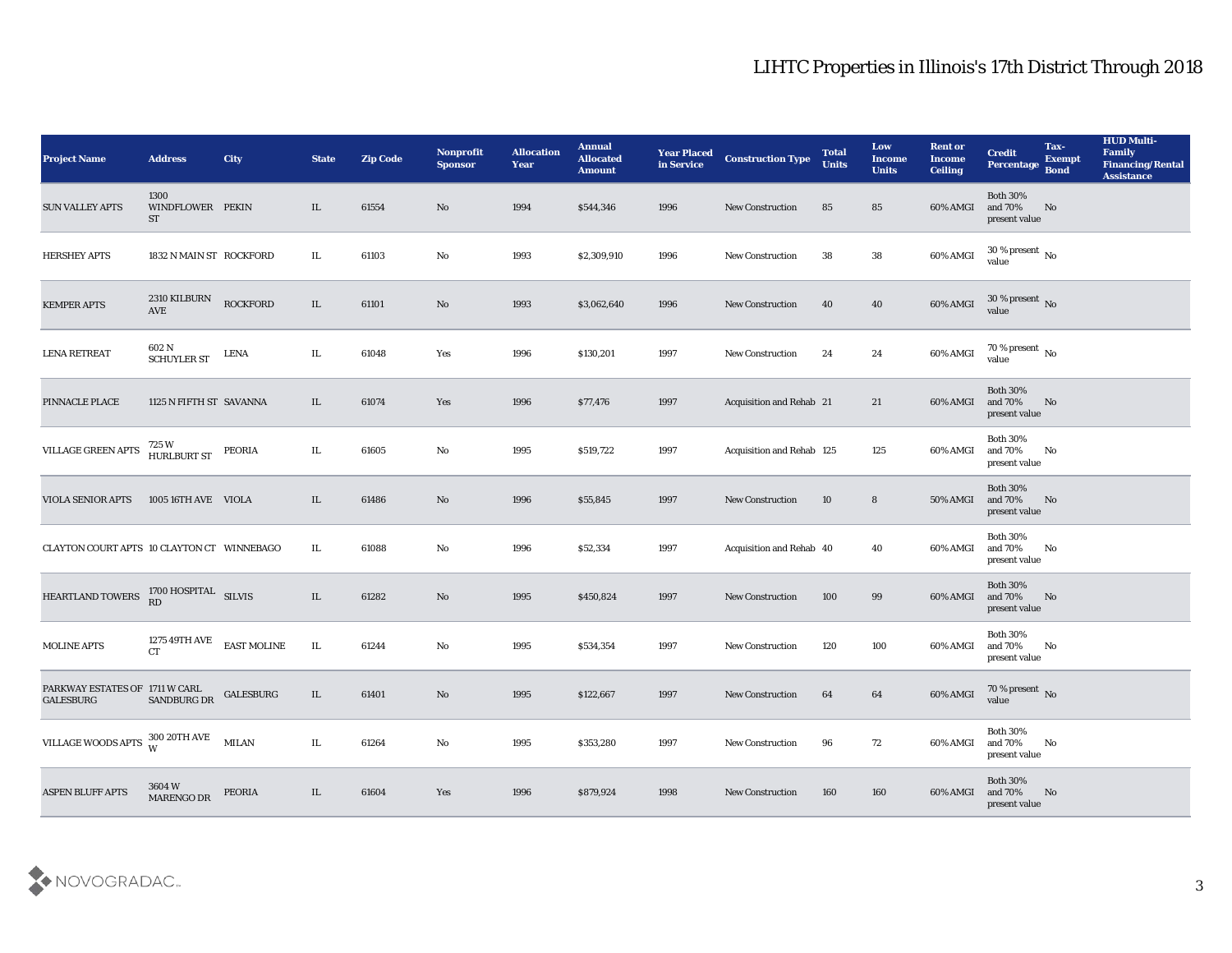# LIHTC Properties in Illinois's 17th District Through 2018

| Project Name | Address | City | State | Zip Code | Nonprofit Sponsor | Allocation Year | Annual Allocated Amount | Year Placed in Service | Construction Type | Total Units | Low Income Units | Rent or Income Ceiling | Credit Percentage | Tax-Exempt Bond | HUD Multi-Family Financing/Rental Assistance |
|---|---|---|---|---|---|---|---|---|---|---|---|---|---|---|---|
| SUN VALLEY APTS | 1300 WINDFLOWER ST | PEKIN | IL | 61554 | No | 1994 | $544,346 | 1996 | New Construction | 85 | 85 | 60% AMGI | Both 30% and 70% present value | No | |
| HERSHEY APTS | 1832 N MAIN ST | ROCKFORD | IL | 61103 | No | 1993 | $2,309,910 | 1996 | New Construction | 38 | 38 | 60% AMGI | 30 % present value | No | |
| KEMPER APTS | 2310 KILBURN AVE | ROCKFORD | IL | 61101 | No | 1993 | $3,062,640 | 1996 | New Construction | 40 | 40 | 60% AMGI | 30 % present value | No | |
| LENA RETREAT | 602 N SCHUYLER ST | LENA | IL | 61048 | Yes | 1996 | $130,201 | 1997 | New Construction | 24 | 24 | 60% AMGI | 70 % present value | No | |
| PINNACLE PLACE | 1125 N FIFTH ST | SAVANNA | IL | 61074 | Yes | 1996 | $77,476 | 1997 | Acquisition and Rehab | 21 | 21 | 60% AMGI | Both 30% and 70% present value | No | |
| VILLAGE GREEN APTS | 725 W HURLBURT ST | PEORIA | IL | 61605 | No | 1995 | $519,722 | 1997 | Acquisition and Rehab | 125 | 125 | 60% AMGI | Both 30% and 70% present value | No | |
| VIOLA SENIOR APTS | 1005 16TH AVE | VIOLA | IL | 61486 | No | 1996 | $55,845 | 1997 | New Construction | 10 | 8 | 50% AMGI | Both 30% and 70% present value | No | |
| CLAYTON COURT APTS | 10 CLAYTON CT | WINNEBAGO | IL | 61088 | No | 1996 | $52,334 | 1997 | Acquisition and Rehab | 40 | 40 | 60% AMGI | Both 30% and 70% present value | No | |
| HEARTLAND TOWERS | 1700 HOSPITAL RD | SILVIS | IL | 61282 | No | 1995 | $450,824 | 1997 | New Construction | 100 | 99 | 60% AMGI | Both 30% and 70% present value | No | |
| MOLINE APTS | 1275 49TH AVE CT | EAST MOLINE | IL | 61244 | No | 1995 | $534,354 | 1997 | New Construction | 120 | 100 | 60% AMGI | Both 30% and 70% present value | No | |
| PARKWAY ESTATES OF GALESBURG | 1711 W CARL SANDBURG DR | GALESBURG | IL | 61401 | No | 1995 | $122,667 | 1997 | New Construction | 64 | 64 | 60% AMGI | 70 % present value | No | |
| VILLAGE WOODS APTS | 300 20TH AVE W | MILAN | IL | 61264 | No | 1995 | $353,280 | 1997 | New Construction | 96 | 72 | 60% AMGI | Both 30% and 70% present value | No | |
| ASPEN BLUFF APTS | 3604 W MARENGO DR | PEORIA | IL | 61604 | Yes | 1996 | $879,924 | 1998 | New Construction | 160 | 160 | 60% AMGI | Both 30% and 70% present value | No | |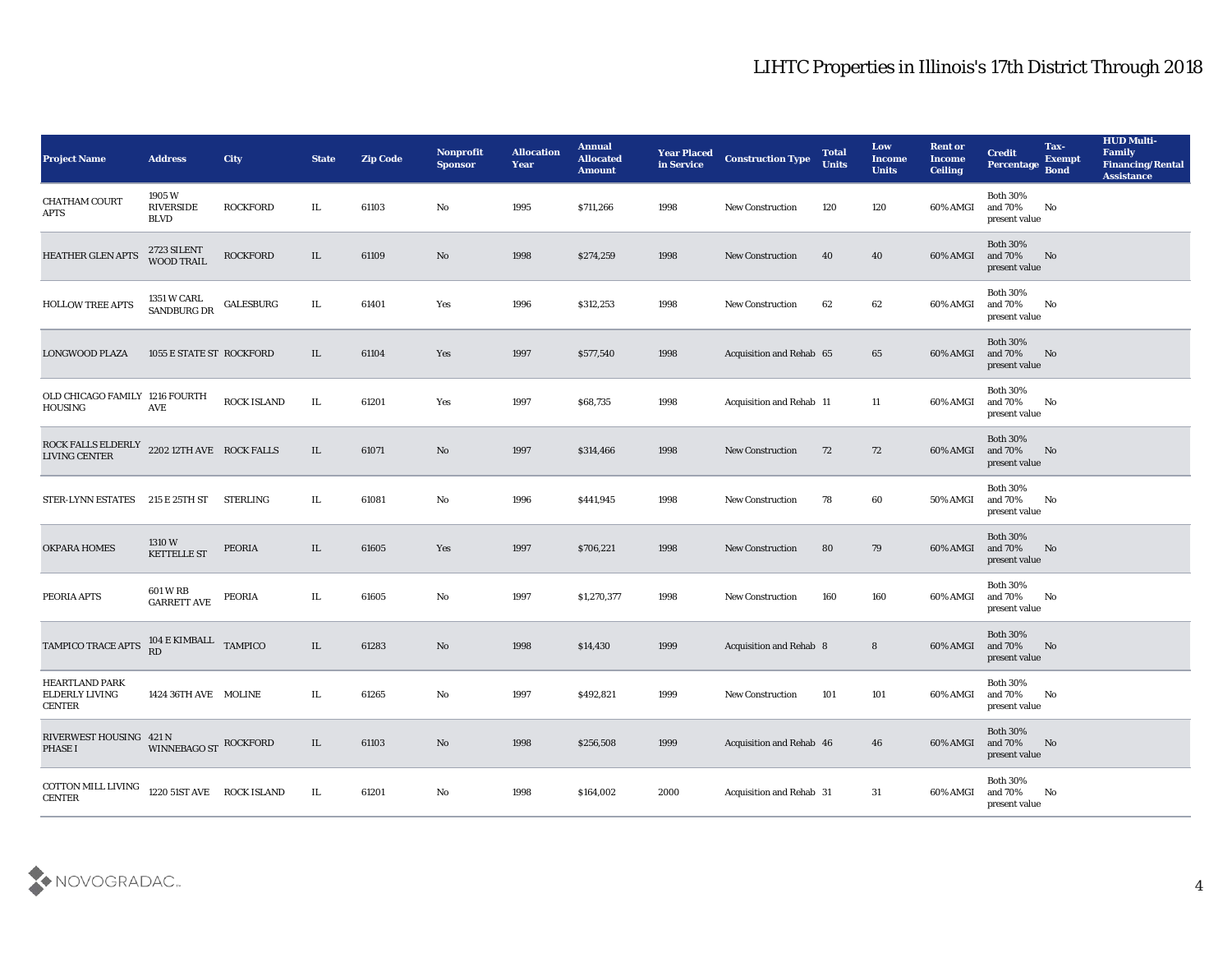# LIHTC Properties in Illinois's 17th District Through 2018

| Project Name | Address | City | State | Zip Code | Nonprofit Sponsor | Allocation Year | Annual Allocated Amount | Year Placed in Service | Construction Type | Total Units | Low Income Units | Rent or Income Ceiling | Credit Percentage | Tax-Exempt Bond | HUD Multi-Family Financing/Rental Assistance |
|---|---|---|---|---|---|---|---|---|---|---|---|---|---|---|---|
| CHATHAM COURT APTS | 1905 W RIVERSIDE BLVD | ROCKFORD | IL | 61103 | No | 1995 | $711,266 | 1998 | New Construction | 120 | 120 | 60% AMGI | Both 30% and 70% present value | No | |
| HEATHER GLEN APTS | 2723 SILENT WOOD TRAIL | ROCKFORD | IL | 61109 | No | 1998 | $274,259 | 1998 | New Construction | 40 | 40 | 60% AMGI | Both 30% and 70% present value | No | |
| HOLLOW TREE APTS | 1351 W CARL SANDBURG DR | GALESBURG | IL | 61401 | Yes | 1996 | $312,253 | 1998 | New Construction | 62 | 62 | 60% AMGI | Both 30% and 70% present value | No | |
| LONGWOOD PLAZA | 1055 E STATE ST | ROCKFORD | IL | 61104 | Yes | 1997 | $577,540 | 1998 | Acquisition and Rehab | 65 | 65 | 60% AMGI | Both 30% and 70% present value | No | |
| OLD CHICAGO FAMILY HOUSING | 1216 FOURTH AVE | ROCK ISLAND | IL | 61201 | Yes | 1997 | $68,735 | 1998 | Acquisition and Rehab | 11 | 11 | 60% AMGI | Both 30% and 70% present value | No | |
| ROCK FALLS ELDERLY LIVING CENTER | 2202 12TH AVE | ROCK FALLS | IL | 61071 | No | 1997 | $314,466 | 1998 | New Construction | 72 | 72 | 60% AMGI | Both 30% and 70% present value | No | |
| STER-LYNN ESTATES | 215 E 25TH ST | STERLING | IL | 61081 | No | 1996 | $441,945 | 1998 | New Construction | 78 | 60 | 50% AMGI | Both 30% and 70% present value | No | |
| OKPARA HOMES | 1310 W KETTELLE ST | PEORIA | IL | 61605 | Yes | 1997 | $706,221 | 1998 | New Construction | 80 | 79 | 60% AMGI | Both 30% and 70% present value | No | |
| PEORIA APTS | 601 W RB GARRETT AVE | PEORIA | IL | 61605 | No | 1997 | $1,270,377 | 1998 | New Construction | 160 | 160 | 60% AMGI | Both 30% and 70% present value | No | |
| TAMPICO TRACE APTS | 104 E KIMBALL RD | TAMPICO | IL | 61283 | No | 1998 | $14,430 | 1999 | Acquisition and Rehab | 8 | 8 | 60% AMGI | Both 30% and 70% present value | No | |
| HEARTLAND PARK ELDERLY LIVING CENTER | 1424 36TH AVE | MOLINE | IL | 61265 | No | 1997 | $492,821 | 1999 | New Construction | 101 | 101 | 60% AMGI | Both 30% and 70% present value | No | |
| RIVERWEST HOUSING PHASE I | 421 N WINNEBAGO ST | ROCKFORD | IL | 61103 | No | 1998 | $256,508 | 1999 | Acquisition and Rehab | 46 | 46 | 60% AMGI | Both 30% and 70% present value | No | |
| COTTON MILL LIVING CENTER | 1220 51ST AVE | ROCK ISLAND | IL | 61201 | No | 1998 | $164,002 | 2000 | Acquisition and Rehab | 31 | 31 | 60% AMGI | Both 30% and 70% present value | No | |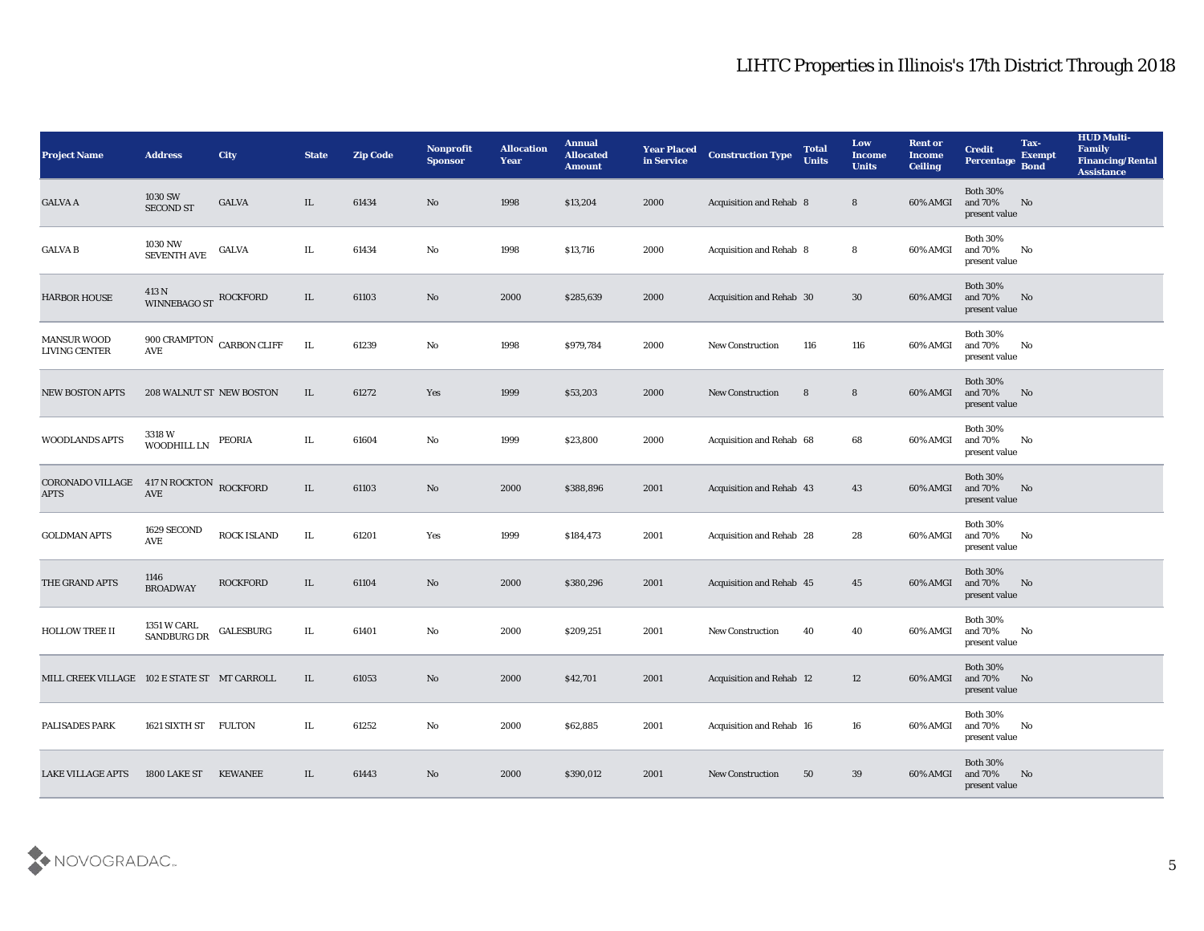# LIHTC Properties in Illinois's 17th District Through 2018

| Project Name | Address | City | State | Zip Code | Nonprofit Sponsor | Allocation Year | Annual Allocated Amount | Year Placed in Service | Construction Type | Total Units | Low Income Units | Rent or Income Ceiling | Credit Percentage | Tax-Exempt Bond | HUD Multi-Family Financing/Rental Assistance |
|---|---|---|---|---|---|---|---|---|---|---|---|---|---|---|---|
| GALVA A | 1030 SW SECOND ST | GALVA | IL | 61434 | No | 1998 | $13,204 | 2000 | Acquisition and Rehab | 8 | 8 | 60% AMGI | Both 30% and 70% present value | No | |
| GALVA B | 1030 NW SEVENTH AVE | GALVA | IL | 61434 | No | 1998 | $13,716 | 2000 | Acquisition and Rehab | 8 | 8 | 60% AMGI | Both 30% and 70% present value | No | |
| HARBOR HOUSE | 413 N WINNEBAGO ST | ROCKFORD | IL | 61103 | No | 2000 | $285,639 | 2000 | Acquisition and Rehab | 30 | 30 | 60% AMGI | Both 30% and 70% present value | No | |
| MANSUR WOOD LIVING CENTER | 900 CRAMPTON AVE | CARBON CLIFF | IL | 61239 | No | 1998 | $979,784 | 2000 | New Construction | 116 | 116 | 60% AMGI | Both 30% and 70% present value | No | |
| NEW BOSTON APTS | 208 WALNUT ST | NEW BOSTON | IL | 61272 | Yes | 1999 | $53,203 | 2000 | New Construction | 8 | 8 | 60% AMGI | Both 30% and 70% present value | No | |
| WOODLANDS APTS | 3318 W WOODHILL LN | PEORIA | IL | 61604 | No | 1999 | $23,800 | 2000 | Acquisition and Rehab | 68 | 68 | 60% AMGI | Both 30% and 70% present value | No | |
| CORONADO VILLAGE APTS | 417 N ROCKTON AVE | ROCKFORD | IL | 61103 | No | 2000 | $388,896 | 2001 | Acquisition and Rehab | 43 | 43 | 60% AMGI | Both 30% and 70% present value | No | |
| GOLDMAN APTS | 1629 SECOND AVE | ROCK ISLAND | IL | 61201 | Yes | 1999 | $184,473 | 2001 | Acquisition and Rehab | 28 | 28 | 60% AMGI | Both 30% and 70% present value | No | |
| THE GRAND APTS | 1146 BROADWAY | ROCKFORD | IL | 61104 | No | 2000 | $380,296 | 2001 | Acquisition and Rehab | 45 | 45 | 60% AMGI | Both 30% and 70% present value | No | |
| HOLLOW TREE II | 1351 W CARL SANDBURG DR | GALESBURG | IL | 61401 | No | 2000 | $209,251 | 2001 | New Construction | 40 | 40 | 60% AMGI | Both 30% and 70% present value | No | |
| MILL CREEK VILLAGE | 102 E STATE ST | MT CARROLL | IL | 61053 | No | 2000 | $42,701 | 2001 | Acquisition and Rehab | 12 | 12 | 60% AMGI | Both 30% and 70% present value | No | |
| PALISADES PARK | 1621 SIXTH ST | FULTON | IL | 61252 | No | 2000 | $62,885 | 2001 | Acquisition and Rehab | 16 | 16 | 60% AMGI | Both 30% and 70% present value | No | |
| LAKE VILLAGE APTS | 1800 LAKE ST | KEWANEE | IL | 61443 | No | 2000 | $390,012 | 2001 | New Construction | 50 | 39 | 60% AMGI | Both 30% and 70% present value | No | |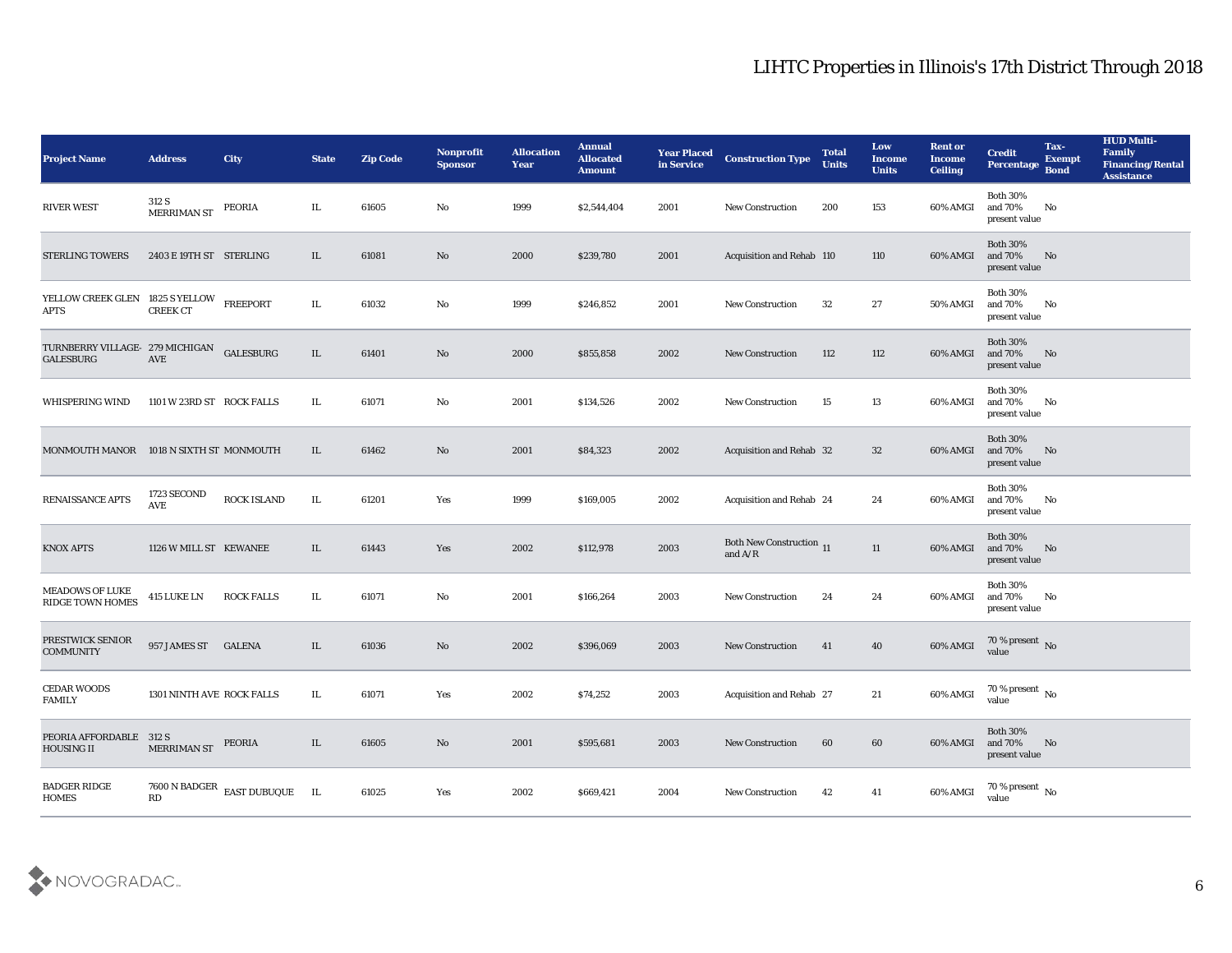# LIHTC Properties in Illinois's 17th District Through 2018

| Project Name | Address | City | State | Zip Code | Nonprofit Sponsor | Allocation Year | Annual Allocated Amount | Year Placed in Service | Construction Type | Total Units | Low Income Units | Rent or Income Ceiling | Credit Percentage | Tax-Exempt Bond | HUD Multi-Family Financing/Rental Assistance |
|---|---|---|---|---|---|---|---|---|---|---|---|---|---|---|---|
| RIVER WEST | 312 S MERRIMAN ST | PEORIA | IL | 61605 | No | 1999 | $2,544,404 | 2001 | New Construction | 200 | 153 | 60% AMGI | Both 30% and 70% present value | No | |
| STERLING TOWERS | 2403 E 19TH ST | STERLING | IL | 61081 | No | 2000 | $239,780 | 2001 | Acquisition and Rehab | 110 | 110 | 60% AMGI | Both 30% and 70% present value | No | |
| YELLOW CREEK GLEN APTS | 1825 S YELLOW CREEK CT | FREEPORT | IL | 61032 | No | 1999 | $246,852 | 2001 | New Construction | 32 | 27 | 50% AMGI | Both 30% and 70% present value | No | |
| TURNBERRY VILLAGE-GALESBURG | 279 MICHIGAN AVE | GALESBURG | IL | 61401 | No | 2000 | $855,858 | 2002 | New Construction | 112 | 112 | 60% AMGI | Both 30% and 70% present value | No | |
| WHISPERING WIND | 1101 W 23RD ST | ROCK FALLS | IL | 61071 | No | 2001 | $134,526 | 2002 | New Construction | 15 | 13 | 60% AMGI | Both 30% and 70% present value | No | |
| MONMOUTH MANOR | 1018 N SIXTH ST | MONMOUTH | IL | 61462 | No | 2001 | $84,323 | 2002 | Acquisition and Rehab | 32 | 32 | 60% AMGI | Both 30% and 70% present value | No | |
| RENAISSANCE APTS | 1723 SECOND AVE | ROCK ISLAND | IL | 61201 | Yes | 1999 | $169,005 | 2002 | Acquisition and Rehab | 24 | 24 | 60% AMGI | Both 30% and 70% present value | No | |
| KNOX APTS | 1126 W MILL ST | KEWANEE | IL | 61443 | Yes | 2002 | $112,978 | 2003 | Both New Construction and A/R | 11 | 11 | 60% AMGI | Both 30% and 70% present value | No | |
| MEADOWS OF LUKE RIDGE TOWN HOMES | 415 LUKE LN | ROCK FALLS | IL | 61071 | No | 2001 | $166,264 | 2003 | New Construction | 24 | 24 | 60% AMGI | Both 30% and 70% present value | No | |
| PRESTWICK SENIOR COMMUNITY | 957 JAMES ST | GALENA | IL | 61036 | No | 2002 | $396,069 | 2003 | New Construction | 41 | 40 | 60% AMGI | 70 % present value | No | |
| CEDAR WOODS FAMILY | 1301 NINTH AVE | ROCK FALLS | IL | 61071 | Yes | 2002 | $74,252 | 2003 | Acquisition and Rehab | 27 | 21 | 60% AMGI | 70 % present value | No | |
| PEORIA AFFORDABLE HOUSING II | 312 S MERRIMAN ST | PEORIA | IL | 61605 | No | 2001 | $595,681 | 2003 | New Construction | 60 | 60 | 60% AMGI | Both 30% and 70% present value | No | |
| BADGER RIDGE HOMES | 7600 N BADGER RD | EAST DUBUQUE | IL | 61025 | Yes | 2002 | $669,421 | 2004 | New Construction | 42 | 41 | 60% AMGI | 70 % present value | No | |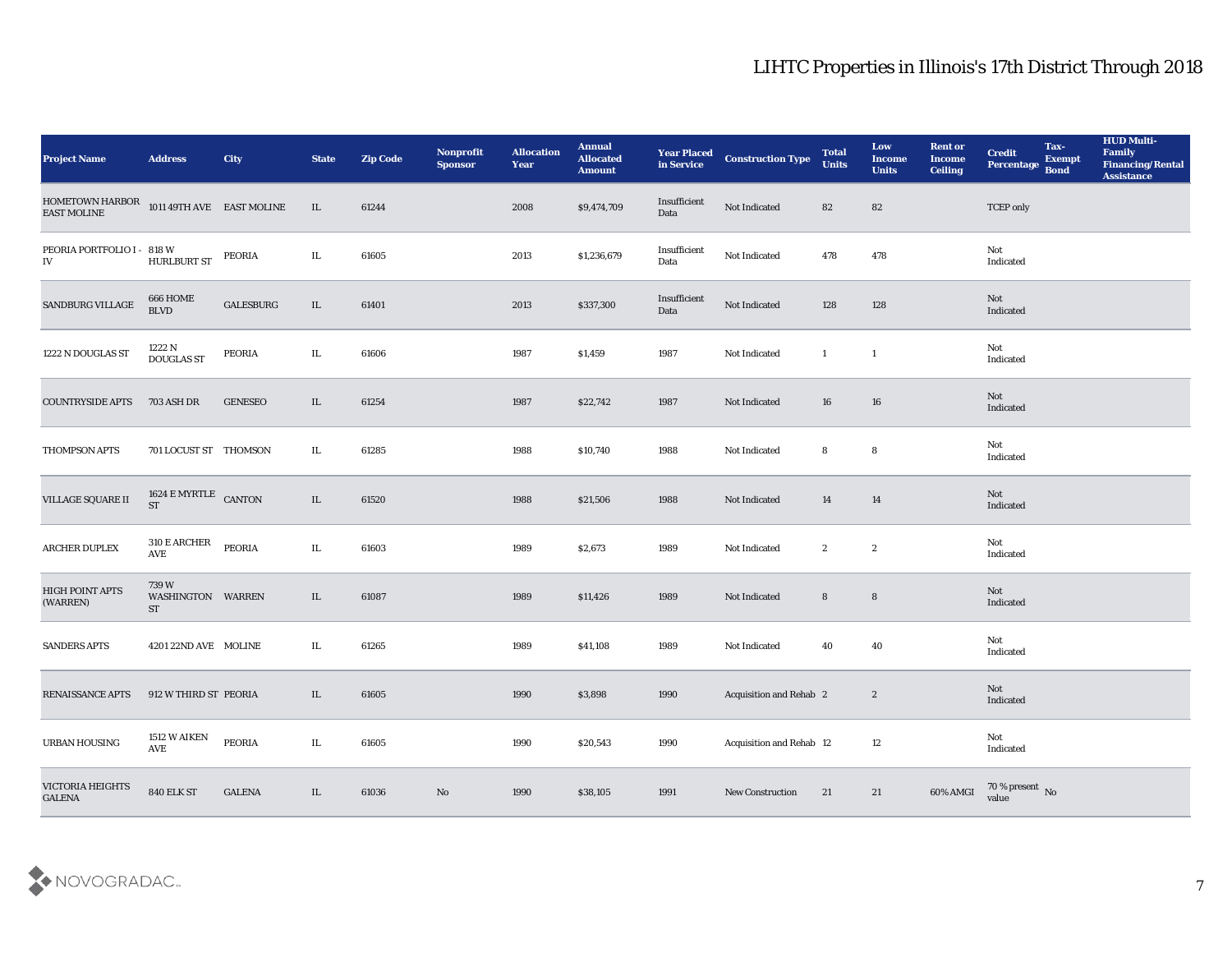# LIHTC Properties in Illinois's 17th District Through 2018

| Project Name | Address | City | State | Zip Code | Nonprofit Sponsor | Allocation Year | Annual Allocated Amount | Year Placed in Service | Construction Type | Total Units | Low Income Units | Rent or Income Ceiling | Credit Percentage | Tax-Exempt Bond | HUD Multi-Family Financing/Rental Assistance |
|---|---|---|---|---|---|---|---|---|---|---|---|---|---|---|---|
| HOMETOWN HARBOR EAST MOLINE | 1011 49TH AVE | EAST MOLINE | IL | 61244 | | 2008 | $9,474,709 | Insufficient Data | Not Indicated | 82 | 82 | | TCEP only | | |
| PEORIA PORTFOLIO I - IV | 818 W HURLBURT ST | PEORIA | IL | 61605 | | 2013 | $1,236,679 | Insufficient Data | Not Indicated | 478 | 478 | | Not Indicated | | |
| SANDBURG VILLAGE | 666 HOME BLVD | GALESBURG | IL | 61401 | | 2013 | $337,300 | Insufficient Data | Not Indicated | 128 | 128 | | Not Indicated | | |
| 1222 N DOUGLAS ST | 1222 N DOUGLAS ST | PEORIA | IL | 61606 | | 1987 | $1,459 | 1987 | Not Indicated | 1 | 1 | | Not Indicated | | |
| COUNTRYSIDE APTS | 703 ASH DR | GENESEO | IL | 61254 | | 1987 | $22,742 | 1987 | Not Indicated | 16 | 16 | | Not Indicated | | |
| THOMPSON APTS | 701 LOCUST ST | THOMSON | IL | 61285 | | 1988 | $10,740 | 1988 | Not Indicated | 8 | 8 | | Not Indicated | | |
| VILLAGE SQUARE II | 1624 E MYRTLE ST | CANTON | IL | 61520 | | 1988 | $21,506 | 1988 | Not Indicated | 14 | 14 | | Not Indicated | | |
| ARCHER DUPLEX | 310 E ARCHER AVE | PEORIA | IL | 61603 | | 1989 | $2,673 | 1989 | Not Indicated | 2 | 2 | | Not Indicated | | |
| HIGH POINT APTS (WARREN) | 739 W WASHINGTON ST | WARREN | IL | 61087 | | 1989 | $11,426 | 1989 | Not Indicated | 8 | 8 | | Not Indicated | | |
| SANDERS APTS | 4201 22ND AVE | MOLINE | IL | 61265 | | 1989 | $41,108 | 1989 | Not Indicated | 40 | 40 | | Not Indicated | | |
| RENAISSANCE APTS | 912 W THIRD ST | PEORIA | IL | 61605 | | 1990 | $3,898 | 1990 | Acquisition and Rehab | 2 | 2 | | Not Indicated | | |
| URBAN HOUSING | 1512 W AIKEN AVE | PEORIA | IL | 61605 | | 1990 | $20,543 | 1990 | Acquisition and Rehab | 12 | 12 | | Not Indicated | | |
| VICTORIA HEIGHTS GALENA | 840 ELK ST | GALENA | IL | 61036 | No | 1990 | $38,105 | 1991 | New Construction | 21 | 21 | 60% AMGI | 70 % present value | No | |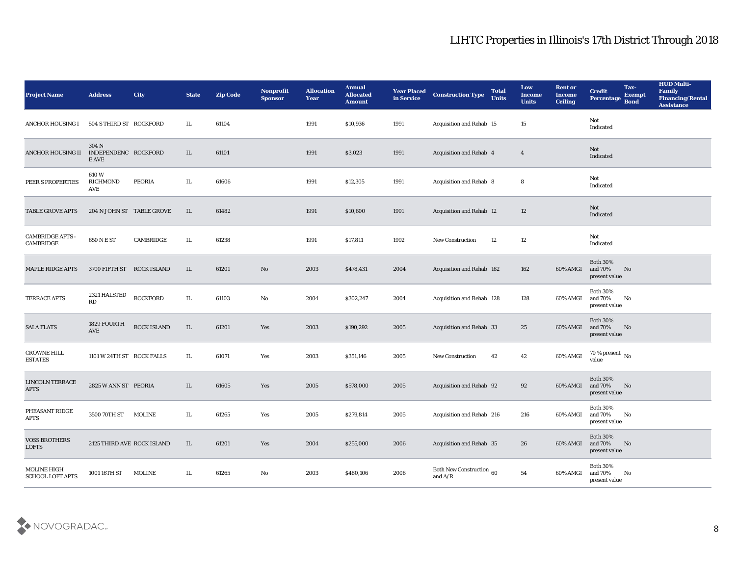# LIHTC Properties in Illinois's 17th District Through 2018

| Project Name | Address | City | State | Zip Code | Nonprofit Sponsor | Allocation Year | Annual Allocated Amount | Year Placed in Service | Construction Type | Total Units | Low Income Units | Rent or Income Ceiling | Credit Percentage | Tax-Exempt Bond | HUD Multi-Family Financing/Rental Assistance |
|---|---|---|---|---|---|---|---|---|---|---|---|---|---|---|---|
| ANCHOR HOUSING I | 504 S THIRD ST | ROCKFORD | IL | 61104 | | 1991 | $10,936 | 1991 | Acquisition and Rehab | 15 | 15 | | Not Indicated | | |
| ANCHOR HOUSING II | 304 N INDEPENDENCE AVE | ROCKFORD | IL | 61101 | | 1991 | $3,023 | 1991 | Acquisition and Rehab | 4 | 4 | | Not Indicated | | |
| PEER'S PROPERTIES | 610 W RICHMOND AVE | PEORIA | IL | 61606 | | 1991 | $12,305 | 1991 | Acquisition and Rehab | 8 | 8 | | Not Indicated | | |
| TABLE GROVE APTS | 204 N JOHN ST | TABLE GROVE | IL | 61482 | | 1991 | $10,600 | 1991 | Acquisition and Rehab | 12 | 12 | | Not Indicated | | |
| CAMBRIDGE APTS - CAMBRIDGE | 650 N E ST | CAMBRIDGE | IL | 61238 | | 1991 | $17,811 | 1992 | New Construction | 12 | 12 | | Not Indicated | | |
| MAPLE RIDGE APTS | 3700 FIFTH ST | ROCK ISLAND | IL | 61201 | No | 2003 | $478,431 | 2004 | Acquisition and Rehab | 162 | 162 | 60% AMGI | Both 30% and 70% present value | No | |
| TERRACE APTS | 2321 HALSTED RD | ROCKFORD | IL | 61103 | No | 2004 | $302,247 | 2004 | Acquisition and Rehab | 128 | 128 | 60% AMGI | Both 30% and 70% present value | No | |
| SALA FLATS | 1829 FOURTH AVE | ROCK ISLAND | IL | 61201 | Yes | 2003 | $190,292 | 2005 | Acquisition and Rehab | 33 | 25 | 60% AMGI | Both 30% and 70% present value | No | |
| CROWNE HILL ESTATES | 1101 W 24TH ST | ROCK FALLS | IL | 61071 | Yes | 2003 | $351,146 | 2005 | New Construction | 42 | 42 | 60% AMGI | 70 % present value | No | |
| LINCOLN TERRACE APTS | 2825 W ANN ST | PEORIA | IL | 61605 | Yes | 2005 | $578,000 | 2005 | Acquisition and Rehab | 92 | 92 | 60% AMGI | Both 30% and 70% present value | No | |
| PHEASANT RIDGE APTS | 3500 70TH ST | MOLINE | IL | 61265 | Yes | 2005 | $279,814 | 2005 | Acquisition and Rehab | 216 | 216 | 60% AMGI | Both 30% and 70% present value | No | |
| VOSS BROTHERS LOFTS | 2125 THIRD AVE | ROCK ISLAND | IL | 61201 | Yes | 2004 | $255,000 | 2006 | Acquisition and Rehab | 35 | 26 | 60% AMGI | Both 30% and 70% present value | No | |
| MOLINE HIGH SCHOOL LOFT APTS | 1001 16TH ST | MOLINE | IL | 61265 | No | 2003 | $480,106 | 2006 | Both New Construction and A/R | 60 | 54 | 60% AMGI | Both 30% and 70% present value | No | |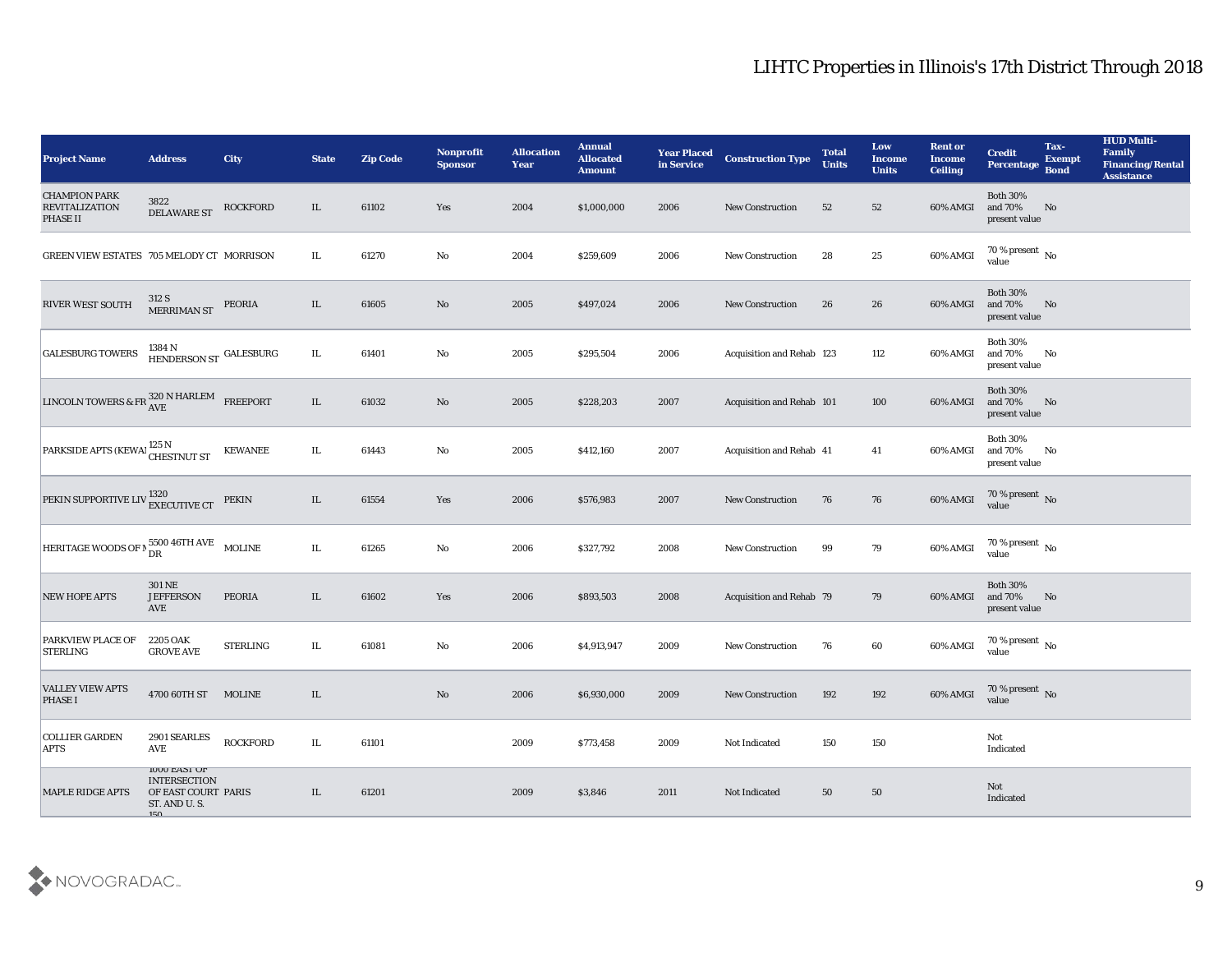# LIHTC Properties in Illinois's 17th District Through 2018

| Project Name | Address | City | State | Zip Code | Nonprofit Sponsor | Allocation Year | Annual Allocated Amount | Year Placed in Service | Construction Type | Total Units | Low Income Units | Rent or Income Ceiling | Credit Percentage | Tax-Exempt Bond | HUD Multi-Family Financing/Rental Assistance |
|---|---|---|---|---|---|---|---|---|---|---|---|---|---|---|---|
| CHAMPION PARK REVITALIZATION PHASE II | 3822 DELAWARE ST | ROCKFORD | IL | 61102 | Yes | 2004 | $1,000,000 | 2006 | New Construction | 52 | 52 | 60% AMGI | Both 30% and 70% present value | No | |
| GREEN VIEW ESTATES | 705 MELODY CT | MORRISON | IL | 61270 | No | 2004 | $259,609 | 2006 | New Construction | 28 | 25 | 60% AMGI | 70 % present value | No | |
| RIVER WEST SOUTH | 312 S MERRIMAN ST | PEORIA | IL | 61605 | No | 2005 | $497,024 | 2006 | New Construction | 26 | 26 | 60% AMGI | Both 30% and 70% present value | No | |
| GALESBURG TOWERS | 1384 N HENDERSON ST | GALESBURG | IL | 61401 | No | 2005 | $295,504 | 2006 | Acquisition and Rehab | 123 | 112 | 60% AMGI | Both 30% and 70% present value | No | |
| LINCOLN TOWERS & FR | 320 N HARLEM AVE | FREEPORT | IL | 61032 | No | 2005 | $228,203 | 2007 | Acquisition and Rehab | 101 | 100 | 60% AMGI | Both 30% and 70% present value | No | |
| PARKSIDE APTS (KEWAI | 125 N CHESTNUT ST | KEWANEE | IL | 61443 | No | 2005 | $412,160 | 2007 | Acquisition and Rehab | 41 | 41 | 60% AMGI | Both 30% and 70% present value | No | |
| PEKIN SUPPORTIVE LIV | 1320 EXECUTIVE CT | PEKIN | IL | 61554 | Yes | 2006 | $576,983 | 2007 | New Construction | 76 | 76 | 60% AMGI | 70 % present value | No | |
| HERITAGE WOODS OF M | 5500 46TH AVE DR | MOLINE | IL | 61265 | No | 2006 | $327,792 | 2008 | New Construction | 99 | 79 | 60% AMGI | 70 % present value | No | |
| NEW HOPE APTS | 301 NE JEFFERSON AVE | PEORIA | IL | 61602 | Yes | 2006 | $893,503 | 2008 | Acquisition and Rehab | 79 | 79 | 60% AMGI | Both 30% and 70% present value | No | |
| PARKVIEW PLACE OF STERLING | 2205 OAK GROVE AVE | STERLING | IL | 61081 | No | 2006 | $4,913,947 | 2009 | New Construction | 76 | 60 | 60% AMGI | 70 % present value | No | |
| VALLEY VIEW APTS PHASE I | 4700 60TH ST | MOLINE | IL | | No | 2006 | $6,930,000 | 2009 | New Construction | 192 | 192 | 60% AMGI | 70 % present value | No | |
| COLLIER GARDEN APTS | 2901 SEARLES AVE | ROCKFORD | IL | 61101 | | 2009 | $773,458 | 2009 | Not Indicated | 150 | 150 | | Not Indicated | | |
| MAPLE RIDGE APTS | 1000 EAST OF INTERSECTION OF EAST COURT ST. AND U. S. 150 | PARIS | IL | 61201 | | 2009 | $3,846 | 2011 | Not Indicated | 50 | 50 | | Not Indicated | | |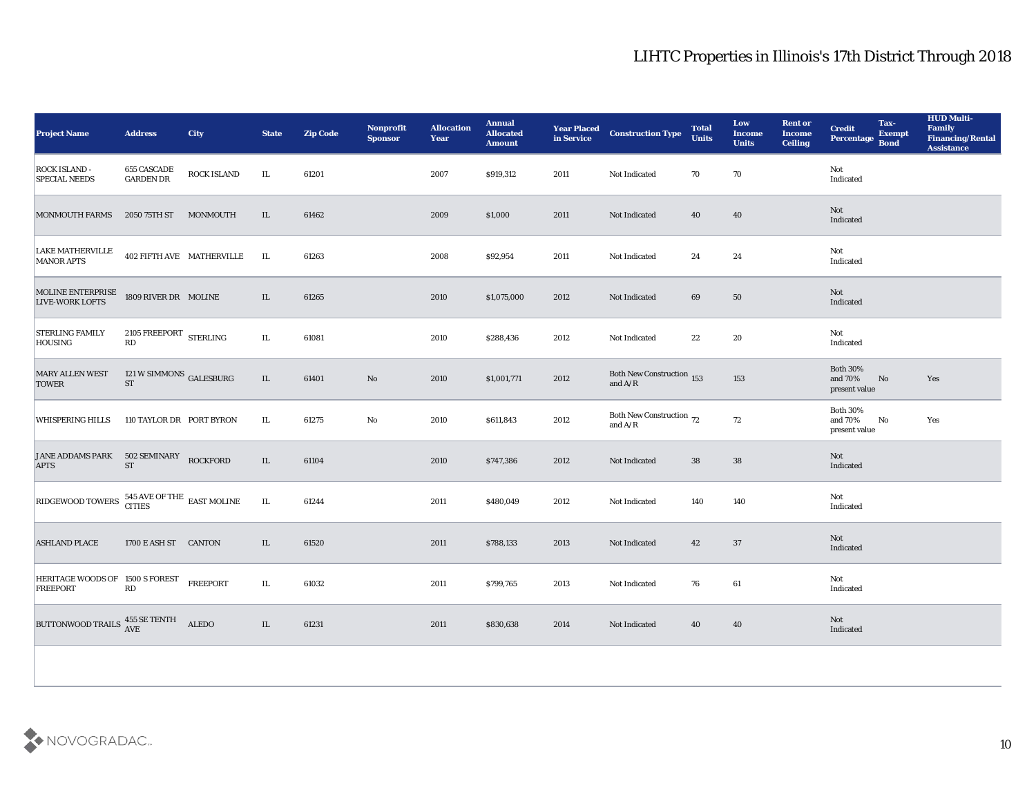# LIHTC Properties in Illinois's 17th District Through 2018

| Project Name | Address | City | State | Zip Code | Nonprofit Sponsor | Allocation Year | Annual Allocated Amount | Year Placed in Service | Construction Type | Total Units | Low Income Units | Rent or Income Ceiling | Credit Percentage | Tax-Exempt Bond | HUD Multi-Family Financing/Rental Assistance |
|---|---|---|---|---|---|---|---|---|---|---|---|---|---|---|---|
| ROCK ISLAND - SPECIAL NEEDS | 655 CASCADE GARDEN DR | ROCK ISLAND | IL | 61201 | | 2007 | $919,312 | 2011 | Not Indicated | 70 | 70 | | Not Indicated | | |
| MONMOUTH FARMS | 2050 75TH ST | MONMOUTH | IL | 61462 | | 2009 | $1,000 | 2011 | Not Indicated | 40 | 40 | | Not Indicated | | |
| LAKE MATHERVILLE MANOR APTS | 402 FIFTH AVE | MATHERVILLE | IL | 61263 | | 2008 | $92,954 | 2011 | Not Indicated | 24 | 24 | | Not Indicated | | |
| MOLINE ENTERPRISE LIVE-WORK LOFTS | 1809 RIVER DR | MOLINE | IL | 61265 | | 2010 | $1,075,000 | 2012 | Not Indicated | 69 | 50 | | Not Indicated | | |
| STERLING FAMILY HOUSING | 2105 FREEPORT RD | STERLING | IL | 61081 | | 2010 | $288,436 | 2012 | Not Indicated | 22 | 20 | | Not Indicated | | |
| MARY ALLEN WEST TOWER | 121 W SIMMONS ST | GALESBURG | IL | 61401 | No | 2010 | $1,001,771 | 2012 | Both New Construction and A/R | 153 | 153 | | Both 30% and 70% present value | No | Yes |
| WHISPERING HILLS | 110 TAYLOR DR | PORT BYRON | IL | 61275 | No | 2010 | $611,843 | 2012 | Both New Construction and A/R | 72 | 72 | | Both 30% and 70% present value | No | Yes |
| JANE ADDAMS PARK APTS | 502 SEMINARY ST | ROCKFORD | IL | 61104 | | 2010 | $747,386 | 2012 | Not Indicated | 38 | 38 | | Not Indicated | | |
| RIDGEWOOD TOWERS | 545 AVE OF THE CITIES | EAST MOLINE | IL | 61244 | | 2011 | $480,049 | 2012 | Not Indicated | 140 | 140 | | Not Indicated | | |
| ASHLAND PLACE | 1700 E ASH ST | CANTON | IL | 61520 | | 2011 | $788,133 | 2013 | Not Indicated | 42 | 37 | | Not Indicated | | |
| HERITAGE WOODS OF FREEPORT | 1500 S FOREST RD | FREEPORT | IL | 61032 | | 2011 | $799,765 | 2013 | Not Indicated | 76 | 61 | | Not Indicated | | |
| BUTTONWOOD TRAILS | 455 SE TENTH AVE | ALEDO | IL | 61231 | | 2011 | $830,638 | 2014 | Not Indicated | 40 | 40 | | Not Indicated | | |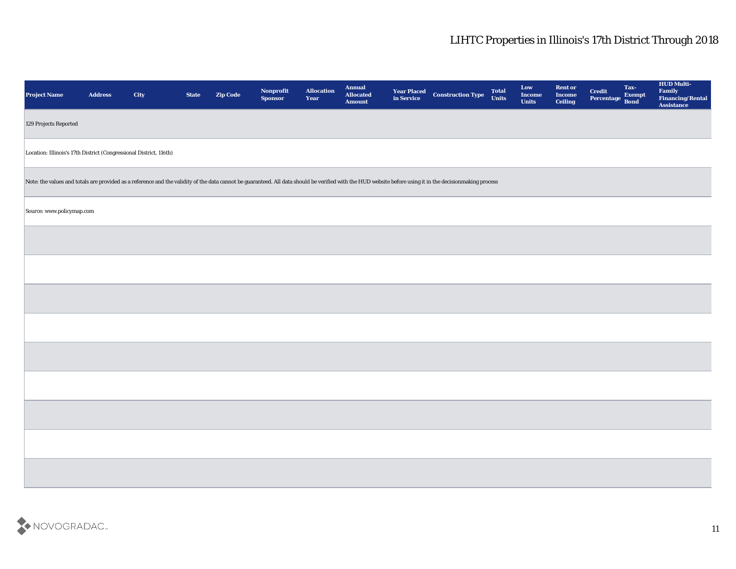| Project Name | Address | City | State | Zip Code | Nonprofit Sponsor | Allocation Year | Annual Allocated Amount | Year Placed in Service | Construction Type | Total Units | Low Income Units | Rent or Income Ceiling | Credit Percentage | Tax-Exempt Bond | HUD Multi-Family Financing/Rental Assistance |
|---|---|---|---|---|---|---|---|---|---|---|---|---|---|---|---|
| 129 Projects Reported | | | | | | | | | | | | | | | |
| Location: Illinois's 17th District (Congressional District, 116th) | | | | | | | | | | | | | | | |
| Note: the values and totals are provided as a reference and the validity of the data cannot be guaranteed. All data should be verified with the HUD website before using it in the decisionmaking process | | | | | | | | | | | | | | | |
| Source: www.policymap.com | | | | | | | | | | | | | | | |